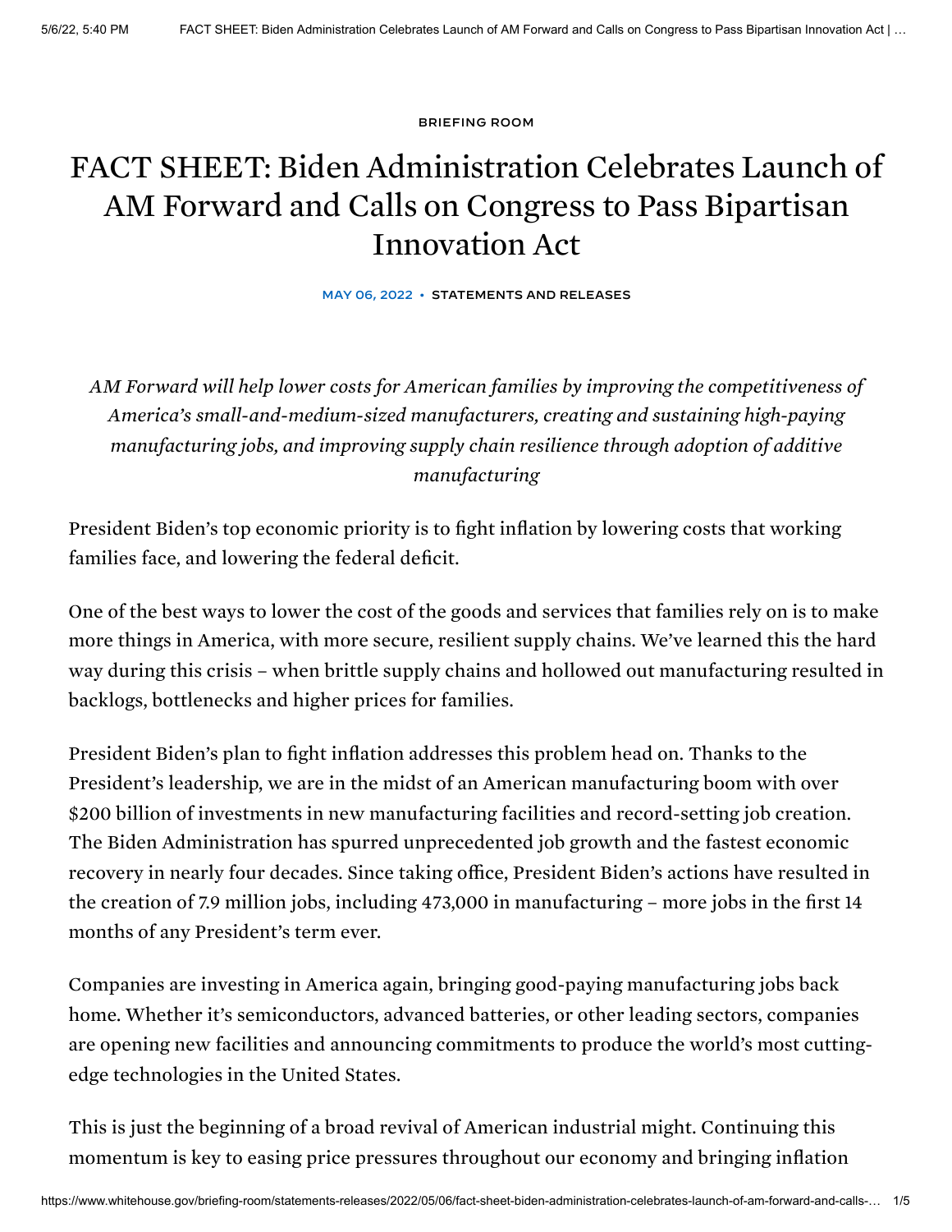BRIEFING ROOM

# FACT SHEET: Biden Administration Celebrates Launch of AM Forward and Calls on Congress to Pass Bipartisan Innovation Act

MAY 06, 2022 • STATEMENTS AND RELEASES

*AM Forward will help lower costs for American families by improving the competitiveness of America's small-and-medium-sized manufacturers, creating and sustaining high-paying manufacturing jobs, and improving supply chain resilience through adoption of additive manufacturing*

President Biden's top economic priority is to fight inflation by lowering costs that working families face, and lowering the federal deficit.

One of the best ways to lower the cost of the goods and services that families rely on is to make more things in America, with more secure, resilient supply chains. We've learned this the hard way during this crisis – when brittle supply chains and hollowed out manufacturing resulted in backlogs, bottlenecks and higher prices for families.

President Biden's plan to fight inflation addresses this problem head on. Thanks to the President's leadership, we are in the midst of an American manufacturing boom with over $200 billion of investments in new manufacturing facilities and record-setting job creation. The Biden Administration has spurred unprecedented job growth and the fastest economic recovery in nearly four decades. Since taking office, President Biden's actions have resulted in the creation of 7.9 million jobs, including 473,000 in manufacturing – more jobs in the first 14 months of any President's term ever.

Companies are investing in America again, bringing good-paying manufacturing jobs back home. Whether it's semiconductors, advanced batteries, or other leading sectors, companies are opening new facilities and announcing commitments to produce the world's most cutting-edge technologies in the United States.

This is just the beginning of a broad revival of American industrial might. Continuing this momentum is key to easing price pressures throughout our economy and bringing inflation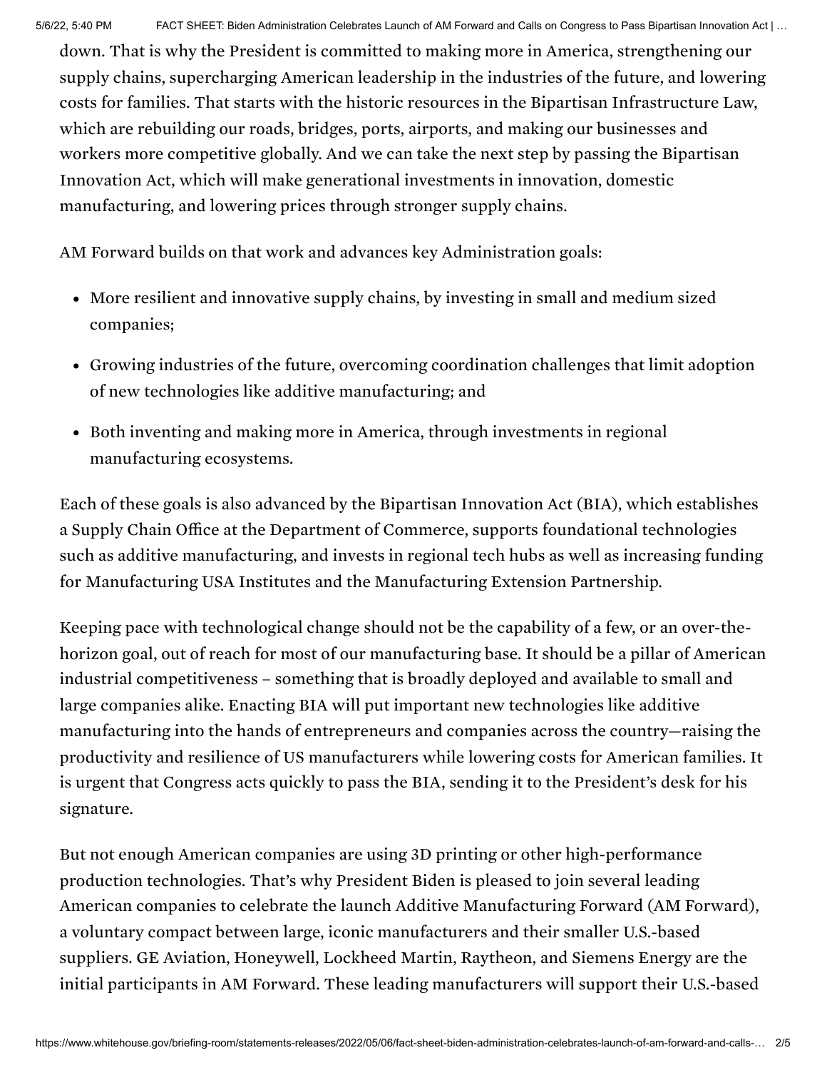down. That is why the President is committed to making more in America, strengthening our supply chains, supercharging American leadership in the industries of the future, and lowering costs for families. That starts with the historic resources in the Bipartisan Infrastructure Law, which are rebuilding our roads, bridges, ports, airports, and making our businesses and workers more competitive globally. And we can take the next step by passing the Bipartisan Innovation Act, which will make generational investments in innovation, domestic manufacturing, and lowering prices through stronger supply chains.

AM Forward builds on that work and advances key Administration goals:

- More resilient and innovative supply chains, by investing in small and medium sized companies;
- Growing industries of the future, overcoming coordination challenges that limit adoption of new technologies like additive manufacturing; and
- Both inventing and making more in America, through investments in regional manufacturing ecosystems.

Each of these goals is also advanced by the Bipartisan Innovation Act (BIA), which establishes a Supply Chain Office at the Department of Commerce, supports foundational technologies such as additive manufacturing, and invests in regional tech hubs as well as increasing funding for Manufacturing USA Institutes and the Manufacturing Extension Partnership.

Keeping pace with technological change should not be the capability of a few, or an over-the-horizon goal, out of reach for most of our manufacturing base. It should be a pillar of American industrial competitiveness – something that is broadly deployed and available to small and large companies alike. Enacting BIA will put important new technologies like additive manufacturing into the hands of entrepreneurs and companies across the country—raising the productivity and resilience of US manufacturers while lowering costs for American families. It is urgent that Congress acts quickly to pass the BIA, sending it to the President's desk for his signature.

But not enough American companies are using 3D printing or other high-performance production technologies. That's why President Biden is pleased to join several leading American companies to celebrate the launch Additive Manufacturing Forward (AM Forward), a voluntary compact between large, iconic manufacturers and their smaller U.S.-based suppliers. GE Aviation, Honeywell, Lockheed Martin, Raytheon, and Siemens Energy are the initial participants in AM Forward. These leading manufacturers will support their U.S.-based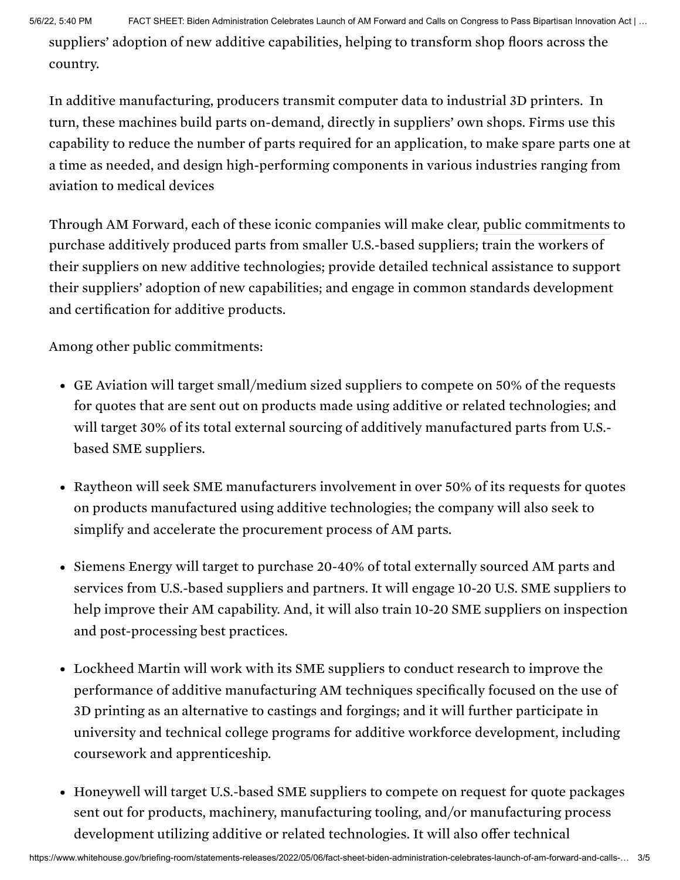suppliers' adoption of new additive capabilities, helping to transform shop floors across the country.

In additive manufacturing, producers transmit computer data to industrial 3D printers. In turn, these machines build parts on-demand, directly in suppliers' own shops. Firms use this capability to reduce the number of parts required for an application, to make spare parts one at a time as needed, and design high-performing components in various industries ranging from aviation to medical devices

Through AM Forward, each of these iconic companies will make clear, public commitments to purchase additively produced parts from smaller U.S.-based suppliers; train the workers of their suppliers on new additive technologies; provide detailed technical assistance to support their suppliers' adoption of new capabilities; and engage in common standards development and certification for additive products.

Among other public commitments:

- GE Aviation will target small/medium sized suppliers to compete on 50% of the requests for quotes that are sent out on products made using additive or related technologies; and will target 30% of its total external sourcing of additively manufactured parts from U.S.-based SME suppliers.
- Raytheon will seek SME manufacturers involvement in over 50% of its requests for quotes on products manufactured using additive technologies; the company will also seek to simplify and accelerate the procurement process of AM parts.
- Siemens Energy will target to purchase 20-40% of total externally sourced AM parts and services from U.S.-based suppliers and partners. It will engage 10-20 U.S. SME suppliers to help improve their AM capability. And, it will also train 10-20 SME suppliers on inspection and post-processing best practices.
- Lockheed Martin will work with its SME suppliers to conduct research to improve the performance of additive manufacturing AM techniques specifically focused on the use of 3D printing as an alternative to castings and forgings; and it will further participate in university and technical college programs for additive workforce development, including coursework and apprenticeship.
- Honeywell will target U.S.-based SME suppliers to compete on request for quote packages sent out for products, machinery, manufacturing tooling, and/or manufacturing process development utilizing additive or related technologies. It will also offer technical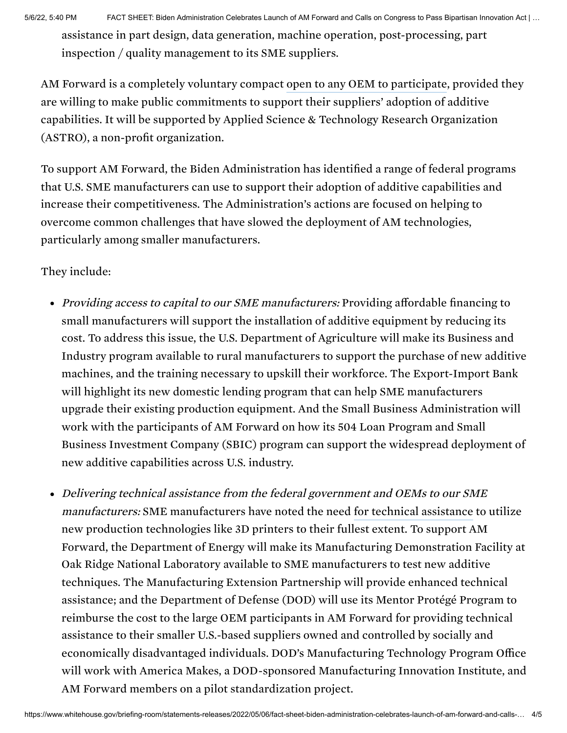assistance in part design, data generation, machine operation, post-processing, part inspection / quality management to its SME suppliers.

AM Forward is a completely voluntary compact open to any OEM to participate, provided they are willing to make public commitments to support their suppliers' adoption of additive capabilities. It will be supported by Applied Science & Technology Research Organization (ASTRO), a non-profit organization.

To support AM Forward, the Biden Administration has identified a range of federal programs that U.S. SME manufacturers can use to support their adoption of additive capabilities and increase their competitiveness. The Administration's actions are focused on helping to overcome common challenges that have slowed the deployment of AM technologies, particularly among smaller manufacturers.

They include:

- *Providing access to capital to our SME manufacturers:* Providing affordable financing to small manufacturers will support the installation of additive equipment by reducing its cost. To address this issue, the U.S. Department of Agriculture will make its Business and Industry program available to rural manufacturers to support the purchase of new additive machines, and the training necessary to upskill their workforce. The Export-Import Bank will highlight its new domestic lending program that can help SME manufacturers upgrade their existing production equipment. And the Small Business Administration will work with the participants of AM Forward on how its 504 Loan Program and Small Business Investment Company (SBIC) program can support the widespread deployment of new additive capabilities across U.S. industry.
- *Delivering technical assistance from the federal government and OEMs to our SME manufacturers:* SME manufacturers have noted the need for technical assistance to utilize new production technologies like 3D printers to their fullest extent. To support AM Forward, the Department of Energy will make its Manufacturing Demonstration Facility at Oak Ridge National Laboratory available to SME manufacturers to test new additive techniques. The Manufacturing Extension Partnership will provide enhanced technical assistance; and the Department of Defense (DOD) will use its Mentor Protégé Program to reimburse the cost to the large OEM participants in AM Forward for providing technical assistance to their smaller U.S.-based suppliers owned and controlled by socially and economically disadvantaged individuals. DOD's Manufacturing Technology Program Office will work with America Makes, a DOD-sponsored Manufacturing Innovation Institute, and AM Forward members on a pilot standardization project.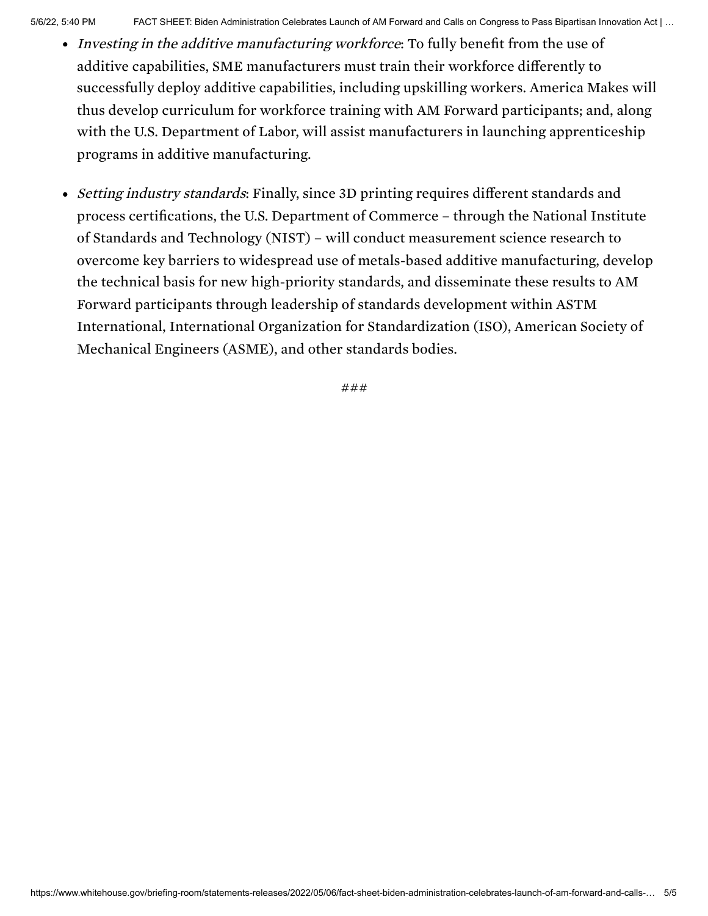- *Investing in the additive manufacturing workforce*: To fully benefit from the use of additive capabilities, SME manufacturers must train their workforce differently to successfully deploy additive capabilities, including upskilling workers. America Makes will thus develop curriculum for workforce training with AM Forward participants; and, along with the U.S. Department of Labor, will assist manufacturers in launching apprenticeship programs in additive manufacturing.

- *Setting industry standards*: Finally, since 3D printing requires different standards and process certifications, the U.S. Department of Commerce – through the National Institute of Standards and Technology (NIST) – will conduct measurement science research to overcome key barriers to widespread use of metals-based additive manufacturing, develop the technical basis for new high-priority standards, and disseminate these results to AM Forward participants through leadership of standards development within ASTM International, International Organization for Standardization (ISO), American Society of Mechanical Engineers (ASME), and other standards bodies.

###